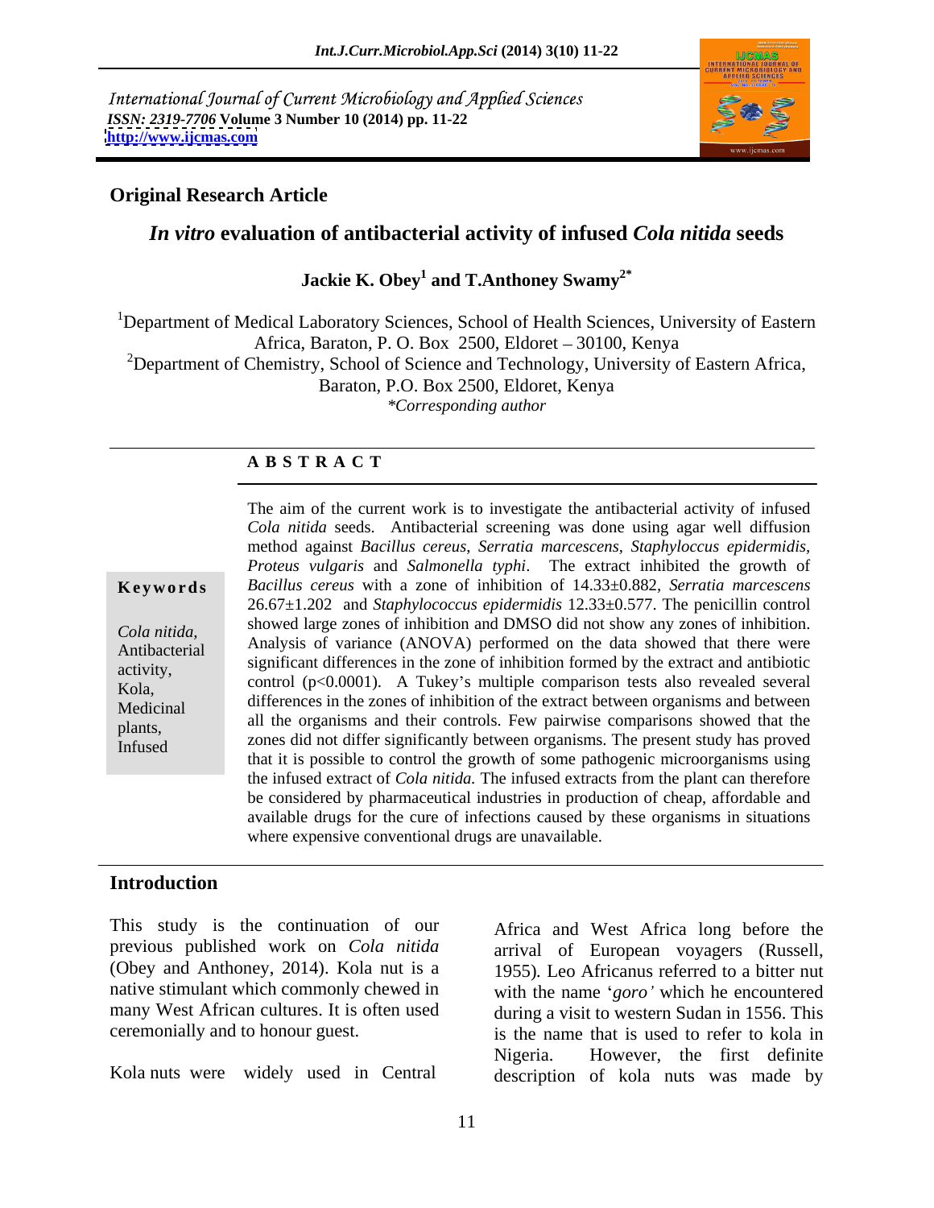International Journal of Current Microbiology and Applied Sciences
*ISSN: 2319-7706* **Volume 3 Number 10 (2014) pp. 11-22**
**http://www.ijcmas.com**

**Original Research Article**

# *In vitro* evaluation of antibacterial activity of infused *Cola nitida* seeds

**Jackie K. Obey[1] and T.Anthoney Swamy[2*]**

[1]Department of Medical Laboratory Sciences, School of Health Sciences, University of Eastern Africa, Baraton, P. O. Box 2500, Eldoret – 30100, Kenya
[2]Department of Chemistry, School of Science and Technology, University of Eastern Africa, Baraton, P.O. Box 2500, Eldoret, Kenya
*\*Corresponding author*

**A B S T R A C T**

**Keywords**

*Cola nitida,* Antibacterial activity, Kola, Medicinal plants, Infused

The aim of the current work is to investigate the antibacterial activity of infused *Cola nitida* seeds. Antibacterial screening was done using agar well diffusion method against *Bacillus cereus, Serratia marcescens, Staphyloccus epidermidis, Proteus vulgaris* and *Salmonella typhi*. The extract inhibited the growth of *Bacillus cereus* with a zone of inhibition of 14.33±0.882, *Serratia marcescens* 26.67±1.202 and *Staphylococcus epidermidis* 12.33±0.577. The penicillin control showed large zones of inhibition and DMSO did not show any zones of inhibition. Analysis of variance (ANOVA) performed on the data showed that there were significant differences in the zone of inhibition formed by the extract and antibiotic control ($p<0.0001$). A Tukey's multiple comparison tests also revealed several differences in the zones of inhibition of the extract between organisms and between all the organisms and their controls. Few pairwise comparisons showed that the zones did not differ significantly between organisms. The present study has proved that it is possible to control the growth of some pathogenic microorganisms using the infused extract of *Cola nitida.* The infused extracts from the plant can therefore be considered by pharmaceutical industries in production of cheap, affordable and available drugs for the cure of infections caused by these organisms in situations where expensive conventional drugs are unavailable.

## Introduction

This study is the continuation of our previous published work on *Cola nitida* (Obey and Anthoney, 2014). Kola nut is a native stimulant which commonly chewed in many West African cultures. It is often used ceremonially and to honour guest.

Kola nuts were widely used in Central Africa and West Africa long before the arrival of European voyagers (Russell, 1955). Leo Africanus referred to a bitter nut with the name '*goro'* which he encountered during a visit to western Sudan in 1556. This is the name that is used to refer to kola in Nigeria. However, the first definite description of kola nuts was made by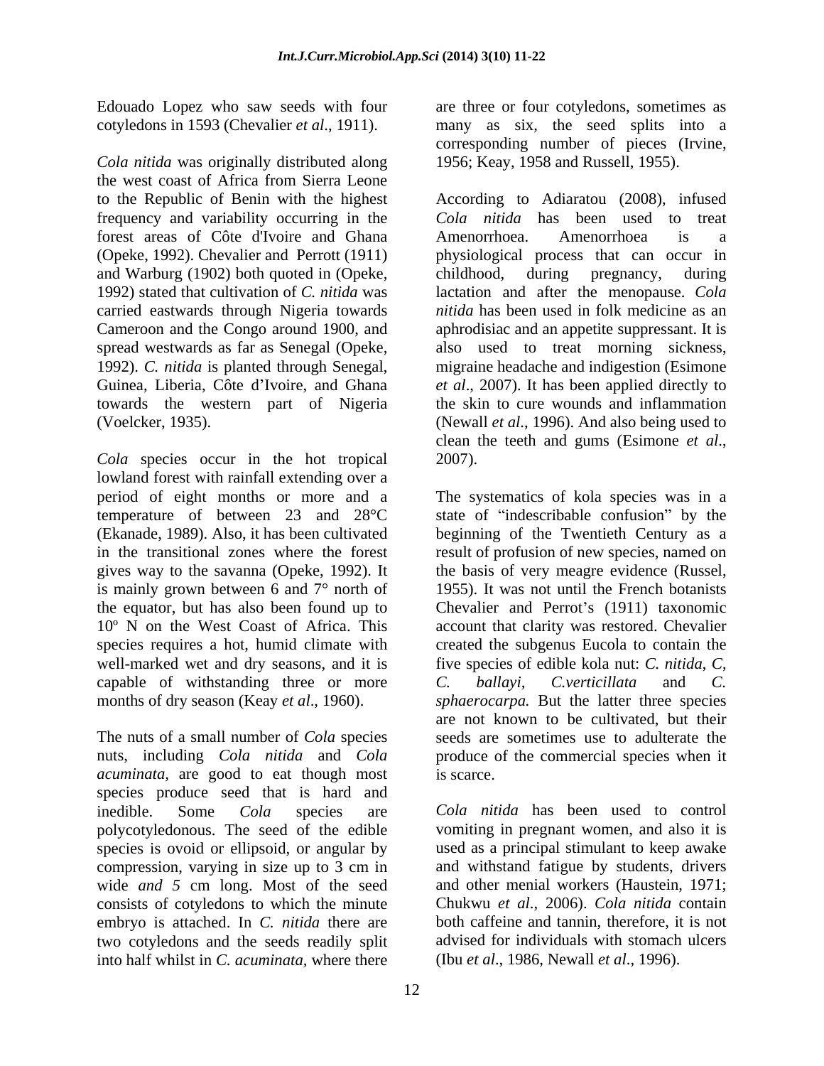Edouado Lopez who saw seeds with four cotyledons in 1593 (Chevalier *et al*., 1911).

*Cola nitida* was originally distributed along the west coast of Africa from Sierra Leone to the Republic of Benin with the highest frequency and variability occurring in the forest areas of Côte d'Ivoire and Ghana (Opeke, 1992). Chevalier and Perrott (1911) and Warburg (1902) both quoted in (Opeke, 1992) stated that cultivation of *C. nitida* was carried eastwards through Nigeria towards Cameroon and the Congo around 1900, and spread westwards as far as Senegal (Opeke, 1992). *C. nitida* is planted through Senegal, Guinea, Liberia, Côte d'Ivoire, and Ghana towards the western part of Nigeria (Voelcker, 1935).

*Cola* species occur in the hot tropical lowland forest with rainfall extending over a period of eight months or more and a temperature of between 23 and 28°C (Ekanade, 1989). Also, it has been cultivated in the transitional zones where the forest gives way to the savanna (Opeke, 1992). It is mainly grown between 6 and 7° north of the equator, but has also been found up to 10º N on the West Coast of Africa. This species requires a hot, humid climate with well-marked wet and dry seasons, and it is capable of withstanding three or more months of dry season (Keay *et al*., 1960).

The nuts of a small number of *Cola* species nuts, including *Cola nitida* and *Cola acuminata,* are good to eat though most species produce seed that is hard and inedible. Some *Cola* species are polycotyledonous. The seed of the edible species is ovoid or ellipsoid, or angular by compression, varying in size up to 3 cm in wide *and 5* cm long. Most of the seed consists of cotyledons to which the minute embryo is attached. In *C. nitida* there are two cotyledons and the seeds readily split into half whilst in *C. acuminata,* where there are three or four cotyledons, sometimes as many as six, the seed splits into a corresponding number of pieces (Irvine, 1956; Keay, 1958 and Russell, 1955).

According to Adiaratou (2008), infused *Cola nitida* has been used to treat Amenorrhoea. Amenorrhoea is a physiological process that can occur in childhood, during pregnancy, during lactation and after the menopause. *Cola nitida* has been used in folk medicine as an aphrodisiac and an appetite suppressant. It is also used to treat morning sickness, migraine headache and indigestion (Esimone *et al*., 2007). It has been applied directly to the skin to cure wounds and inflammation (Newall *et al*., 1996). And also being used to clean the teeth and gums (Esimone *et al*., 2007).

The systematics of kola species was in a state of "indescribable confusion" by the beginning of the Twentieth Century as a result of profusion of new species, named on the basis of very meagre evidence (Russel, 1955). It was not until the French botanists Chevalier and Perrot's (1911) taxonomic account that clarity was restored. Chevalier created the subgenus Eucola to contain the five species of edible kola nut: *C. nitida*, *C*, *C. ballayi, C.verticillata* and *C. sphaerocarpa.* But the latter three species are not known to be cultivated, but their seeds are sometimes use to adulterate the produce of the commercial species when it is scarce.

*Cola nitida* has been used to control vomiting in pregnant women, and also it is used as a principal stimulant to keep awake and withstand fatigue by students, drivers and other menial workers (Haustein, 1971; Chukwu *et al*., 2006). *Cola nitida* contain both caffeine and tannin, therefore, it is not advised for individuals with stomach ulcers (Ibu *et al*., 1986, Newall *et al*., 1996).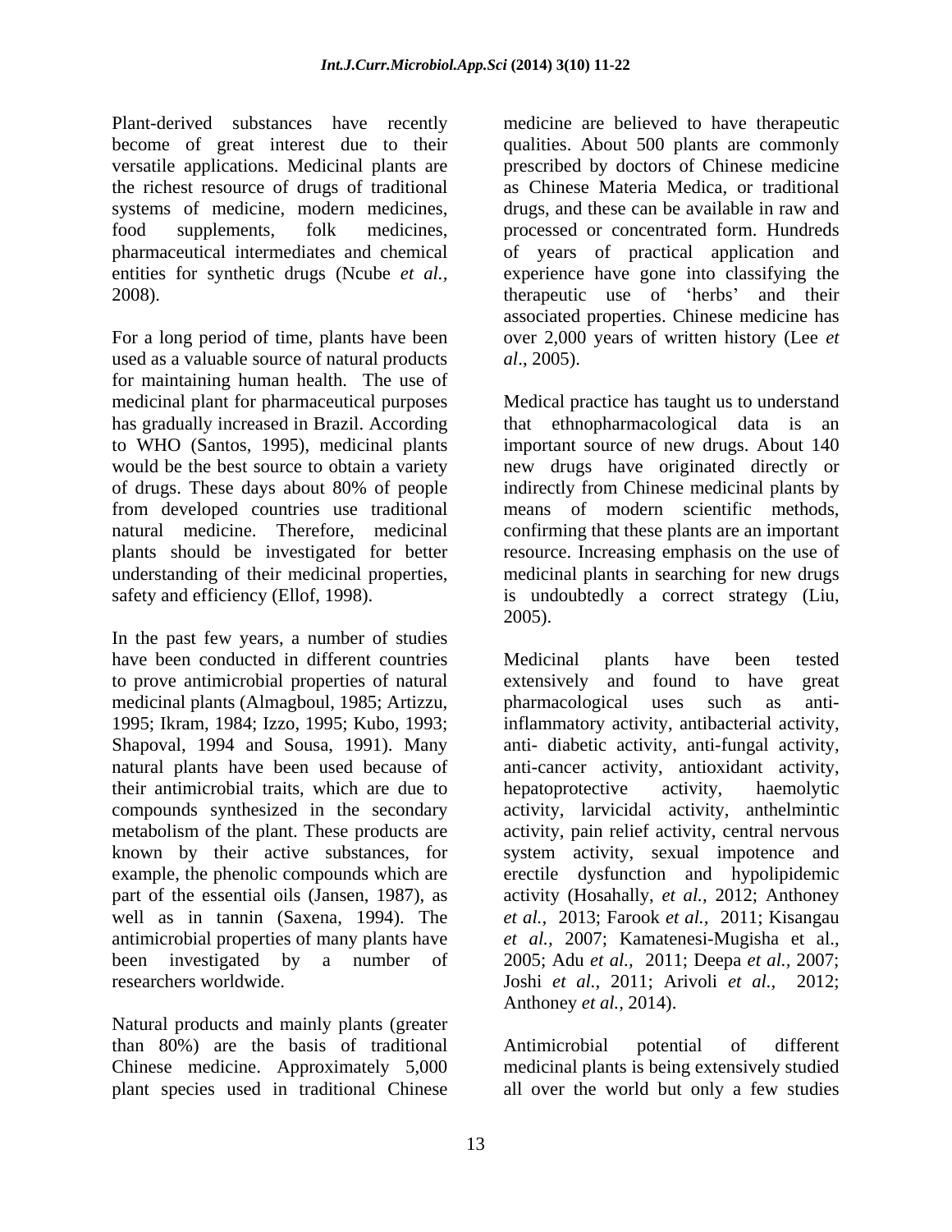Plant-derived substances have recently become of great interest due to their versatile applications. Medicinal plants are the richest resource of drugs of traditional systems of medicine, modern medicines, food supplements, folk medicines, pharmaceutical intermediates and chemical entities for synthetic drugs (Ncube *et al.,* 2008).

For a long period of time, plants have been used as a valuable source of natural products for maintaining human health. The use of medicinal plant for pharmaceutical purposes has gradually increased in Brazil. According to WHO (Santos, 1995), medicinal plants would be the best source to obtain a variety of drugs. These days about 80% of people from developed countries use traditional natural medicine. Therefore, medicinal plants should be investigated for better understanding of their medicinal properties, safety and efficiency (Ellof, 1998).

In the past few years, a number of studies have been conducted in different countries to prove antimicrobial properties of natural medicinal plants (Almagboul, 1985; Artizzu, 1995; Ikram, 1984; Izzo, 1995; Kubo, 1993; Shapoval, 1994 and Sousa, 1991). Many natural plants have been used because of their antimicrobial traits, which are due to compounds synthesized in the secondary metabolism of the plant. These products are known by their active substances, for example, the phenolic compounds which are part of the essential oils (Jansen, 1987), as well as in tannin (Saxena, 1994). The antimicrobial properties of many plants have been investigated by a number of researchers worldwide.

Natural products and mainly plants (greater than 80%) are the basis of traditional Chinese medicine. Approximately 5,000 plant species used in traditional Chinese medicine are believed to have therapeutic qualities. About 500 plants are commonly prescribed by doctors of Chinese medicine as Chinese Materia Medica, or traditional drugs, and these can be available in raw and processed or concentrated form. Hundreds of years of practical application and experience have gone into classifying the therapeutic use of 'herbs' and their associated properties. Chinese medicine has over 2,000 years of written history (Lee *et al*., 2005).

Medical practice has taught us to understand that ethnopharmacological data is an important source of new drugs. About 140 new drugs have originated directly or indirectly from Chinese medicinal plants by means of modern scientific methods, confirming that these plants are an important resource. Increasing emphasis on the use of medicinal plants in searching for new drugs is undoubtedly a correct strategy (Liu, 2005).

Medicinal plants have been tested extensively and found to have great pharmacological uses such as anti-inflammatory activity, antibacterial activity, anti- diabetic activity, anti-fungal activity, anti-cancer activity, antioxidant activity, hepatoprotective activity, haemolytic activity, larvicidal activity, anthelmintic activity, pain relief activity, central nervous system activity, sexual impotence and erectile dysfunction and hypolipidemic activity (Hosahally, *et al.,* 2012; Anthoney *et al.,* 2013; Farook *et al.,* 2011; Kisangau *et al.,* 2007; Kamatenesi-Mugisha et al., 2005; Adu *et al.,* 2011; Deepa *et al.,* 2007; Joshi *et al.,* 2011; Arivoli *et al.,* 2012; Anthoney *et al.,* 2014).

Antimicrobial potential of different medicinal plants is being extensively studied all over the world but only a few studies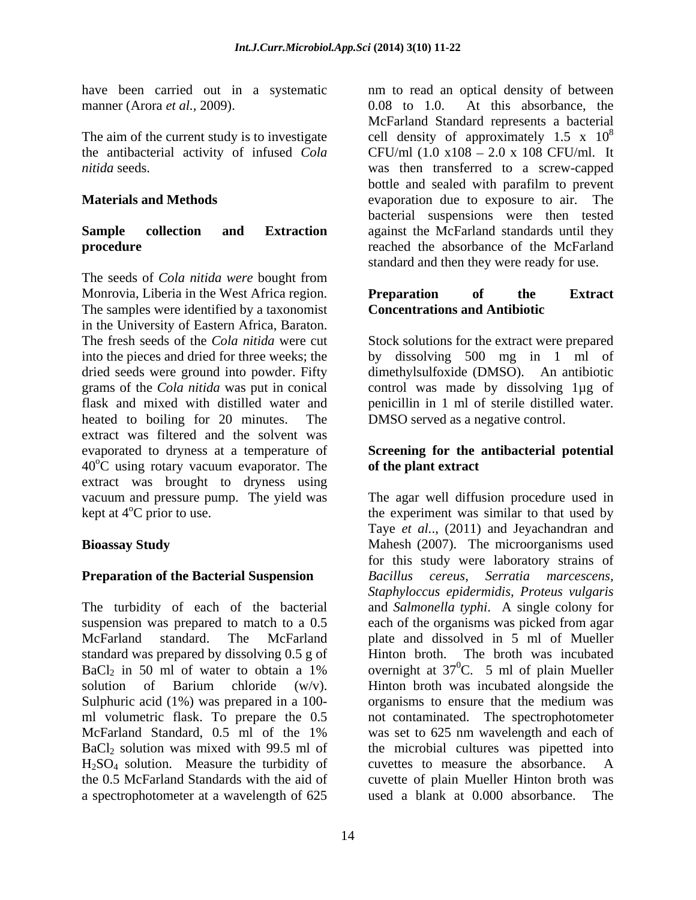have been carried out in a systematic manner (Arora *et al.,* 2009).

The aim of the current study is to investigate the antibacterial activity of infused *Cola nitida* seeds.

## Materials and Methods

### Sample collection and Extraction procedure

The seeds of *Cola nitida were* bought from Monrovia, Liberia in the West Africa region. The samples were identified by a taxonomist in the University of Eastern Africa, Baraton. The fresh seeds of the *Cola nitida* were cut into the pieces and dried for three weeks; the dried seeds were ground into powder. Fifty grams of the *Cola nitida* was put in conical flask and mixed with distilled water and heated to boiling for 20 minutes. The extract was filtered and the solvent was evaporated to dryness at a temperature of $40^oC$ using rotary vacuum evaporator. The extract was brought to dryness using vacuum and pressure pump. The yield was kept at $4^oC$ prior to use.

### Bioassay Study

### Preparation of the Bacterial Suspension

The turbidity of each of the bacterial suspension was prepared to match to a 0.5 McFarland standard. The McFarland standard was prepared by dissolving 0.5 g of $BaCl_2$ in 50 ml of water to obtain a 1% solution of Barium chloride (w/v). Sulphuric acid (1%) was prepared in a 100-ml volumetric flask. To prepare the 0.5 McFarland Standard, 0.5 ml of the 1% $BaCl_2$ solution was mixed with 99.5 ml of $H_2SO_4$ solution. Measure the turbidity of the 0.5 McFarland Standards with the aid of a spectrophotometer at a wavelength of 625 nm to read an optical density of between 0.08 to 1.0. At this absorbance, the McFarland Standard represents a bacterial cell density of approximately $1.5 \times 10^8$ CFU/ml (1.0 x108 – 2.0 x 108 CFU/ml. It was then transferred to a screw-capped bottle and sealed with parafilm to prevent evaporation due to exposure to air. The bacterial suspensions were then tested against the McFarland standards until they reached the absorbance of the McFarland standard and then they were ready for use.

### Preparation of the Extract Concentrations and Antibiotic

Stock solutions for the extract were prepared by dissolving 500 mg in 1 ml of dimethylsulfoxide (DMSO). An antibiotic control was made by dissolving 1µg of penicillin in 1 ml of sterile distilled water. DMSO served as a negative control.

### Screening for the antibacterial potential of the plant extract

The agar well diffusion procedure used in the experiment was similar to that used by Taye *et al..,* (2011) and Jeyachandran and Mahesh (2007). The microorganisms used for this study were laboratory strains of *Bacillus cereus*, *Serratia marcescens*, *Staphyloccus epidermidis*, *Proteus vulgaris* and *Salmonella typhi*. A single colony for each of the organisms was picked from agar plate and dissolved in 5 ml of Mueller Hinton broth. The broth was incubated overnight at $37^0C$. 5 ml of plain Mueller Hinton broth was incubated alongside the organisms to ensure that the medium was not contaminated. The spectrophotometer was set to 625 nm wavelength and each of the microbial cultures was pipetted into cuvettes to measure the absorbance. A cuvette of plain Mueller Hinton broth was used a blank at 0.000 absorbance. The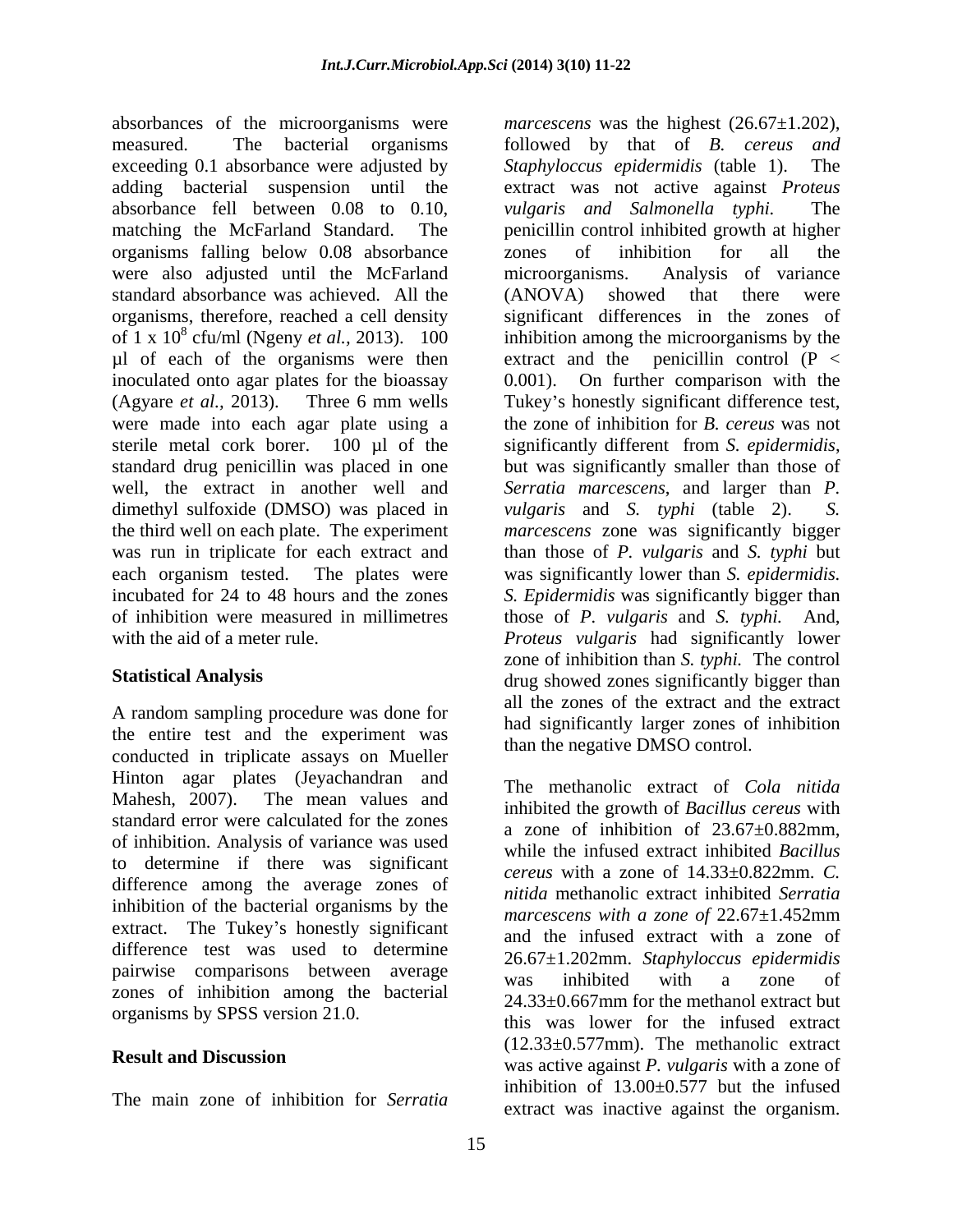absorbances of the microorganisms were measured. The bacterial organisms exceeding 0.1 absorbance were adjusted by adding bacterial suspension until the absorbance fell between 0.08 to 0.10, matching the McFarland Standard. The organisms falling below 0.08 absorbance were also adjusted until the McFarland standard absorbance was achieved. All the organisms, therefore, reached a cell density of 1 x $10^8$ cfu/ml (Ngeny *et al.,* 2013). 100 µl of each of the organisms were then inoculated onto agar plates for the bioassay (Agyare *et al.,* 2013). Three 6 mm wells were made into each agar plate using a sterile metal cork borer. 100 µl of the standard drug penicillin was placed in one well, the extract in another well and dimethyl sulfoxide (DMSO) was placed in the third well on each plate. The experiment was run in triplicate for each extract and each organism tested. The plates were incubated for 24 to 48 hours and the zones of inhibition were measured in millimetres with the aid of a meter rule.

## Statistical Analysis

A random sampling procedure was done for the entire test and the experiment was conducted in triplicate assays on Mueller Hinton agar plates (Jeyachandran and Mahesh, 2007). The mean values and standard error were calculated for the zones of inhibition. Analysis of variance was used to determine if there was significant difference among the average zones of inhibition of the bacterial organisms by the extract. The Tukey's honestly significant difference test was used to determine pairwise comparisons between average zones of inhibition among the bacterial organisms by SPSS version 21.0.

## Result and Discussion

The main zone of inhibition for *Serratia marcescens* was the highest (26.67±1.202), followed by that of *B. cereus and Staphyloccus epidermidis* (table 1). The extract was not active against *Proteus vulgaris and Salmonella typhi.* The penicillin control inhibited growth at higher zones of inhibition for all the microorganisms. Analysis of variance (ANOVA) showed that there were significant differences in the zones of inhibition among the microorganisms by the extract and the penicillin control ($P < 0.001$). On further comparison with the Tukey's honestly significant difference test, the zone of inhibition for *B. cereus* was not significantly different from *S. epidermidis*, but was significantly smaller than those of *Serratia marcescens*, and larger than *P. vulgaris* and *S. typhi* (table 2). *S. marcescens* zone was significantly bigger than those of *P. vulgaris* and *S. typhi* but was significantly lower than *S. epidermidis. S. Epidermidis* was significantly bigger than those of *P. vulgaris* and *S. typhi.* And, *Proteus vulgaris* had significantly lower zone of inhibition than *S. typhi.* The control drug showed zones significantly bigger than all the zones of the extract and the extract had significantly larger zones of inhibition than the negative DMSO control.

The methanolic extract of *Cola nitida* inhibited the growth of *Bacillus cereus* with a zone of inhibition of 23.67±0.882mm, while the infused extract inhibited *Bacillus cereus* with a zone of 14.33±0.822mm. *C. nitida* methanolic extract inhibited *Serratia marcescens with a zone of* 22.67±1.452mm and the infused extract with a zone of 26.67±1.202mm. *Staphyloccus epidermidis* was inhibited with a zone of 24.33±0.667mm for the methanol extract but this was lower for the infused extract (12.33±0.577mm). The methanolic extract was active against *P. vulgaris* with a zone of inhibition of 13.00±0.577 but the infused extract was inactive against the organism.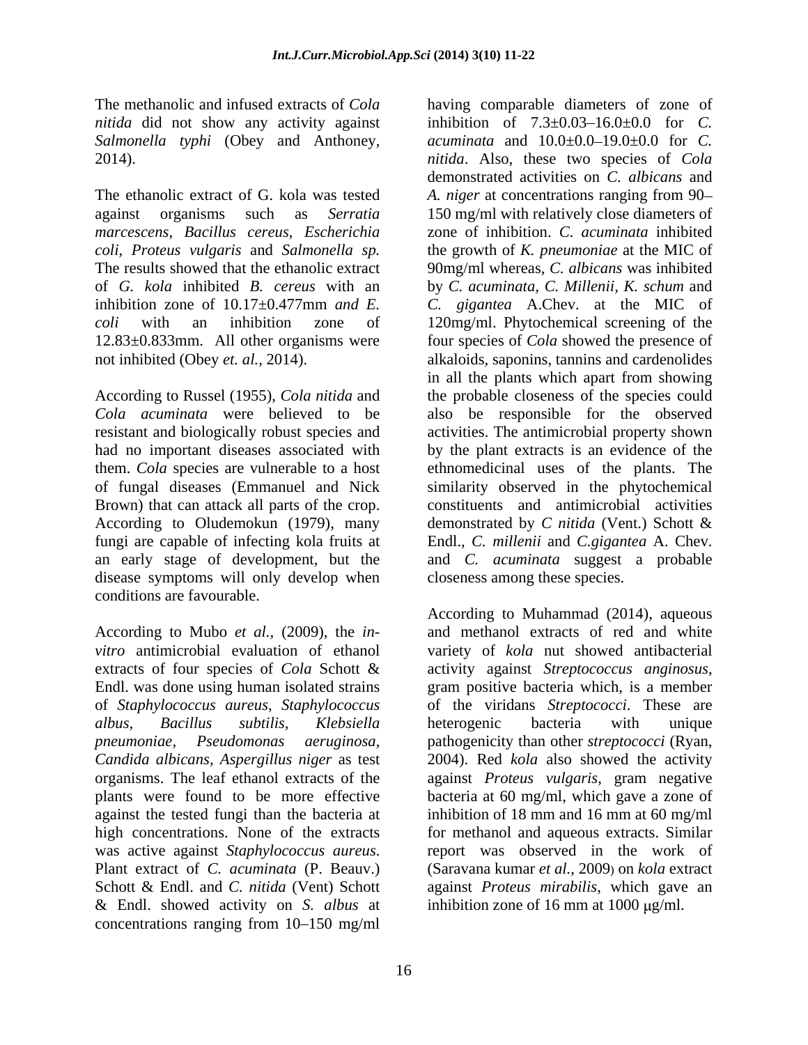The methanolic and infused extracts of *Cola nitida* did not show any activity against *Salmonella typhi* (Obey and Anthony, 2014).

The ethanolic extract of G. kola was tested against organisms such as *Serratia marcescens, Bacillus cereus, Escherichia coli, Proteus vulgaris* and *Salmonella sp.* The results showed that the ethanolic extract of *G. kola* inhibited *B. cereus* with an inhibition zone of 10.17±0.477mm *and E. coli* with an inhibition zone of 12.83±0.833mm. All other organisms were not inhibited (Obey *et. al.,* 2014).

According to Russel (1955), *Cola nitida* and *Cola acuminata* were believed to be resistant and biologically robust species and had no important diseases associated with them. *Cola* species are vulnerable to a host of fungal diseases (Emmanuel and Nick Brown) that can attack all parts of the crop. According to Oludemokun (1979), many fungi are capable of infecting kola fruits at an early stage of development, but the disease symptoms will only develop when conditions are favourable.

According to Mubo *et al.,* (2009), the *in-vitro* antimicrobial evaluation of ethanol extracts of four species of *Cola* Schott & Endl. was done using human isolated strains of *Staphylococcus aureus, Staphylococcus albus, Bacillus subtilis, Klebsiella pneumoniae, Pseudomonas aeruginosa, Candida albicans, Aspergillus niger* as test organisms. The leaf ethanol extracts of the plants were found to be more effective against the tested fungi than the bacteria at high concentrations. None of the extracts was active against *Staphylococcus aureus*. Plant extract of *C. acuminata* (P. Beauv.) Schott & Endl. and *C. nitida* (Vent) Schott & Endl. showed activity on *S. albus* at concentrations ranging from 10–150 mg/ml having comparable diameters of zone of inhibition of 7.3±0.03–16.0±0.0 for *C. acuminata* and 10.0±0.0–19.0±0.0 for *C. nitida*. Also, these two species of *Cola* demonstrated activities on *C. albicans* and *A. niger* at concentrations ranging from 90–150 mg/ml with relatively close diameters of zone of inhibition. *C. acuminata* inhibited the growth of *K. pneumoniae* at the MIC of 90mg/ml whereas, *C. albicans* was inhibited by *C. acuminata*, *C. Millenii*, *K. schum* and *C. gigantea* A.Chev. at the MIC of 120mg/ml. Phytochemical screening of the four species of *Cola* showed the presence of alkaloids, saponins, tannins and cardenolides in all the plants which apart from showing the probable closeness of the species could also be responsible for the observed activities. The antimicrobial property shown by the plant extracts is an evidence of the ethnomedicinal uses of the plants. The similarity observed in the phytochemical constituents and antimicrobial activities demonstrated by *C nitida* (Vent.) Schott & Endl., *C. millenii* and *C.gigantea* A. Chev. and *C. acuminata* suggest a probable closeness among these species.

According to Muhammad (2014), aqueous and methanol extracts of red and white variety of *kola* nut showed antibacterial activity against *Streptococcus anginosus*, gram positive bacteria which, is a member of the viridans *Streptococci*. These are heterogenic bacteria with unique pathogenicity than other *streptococci* (Ryan, 2004). Red *kola* also showed the activity against *Proteus vulgaris*, gram negative bacteria at 60 mg/ml, which gave a zone of inhibition of 18 mm and 16 mm at 60 mg/ml for methanol and aqueous extracts. Similar report was observed in the work of (Saravana kumar *et al.,* 2009) on *kola* extract against *Proteus mirabilis*, which gave an inhibition zone of 16 mm at 1000 μg/ml.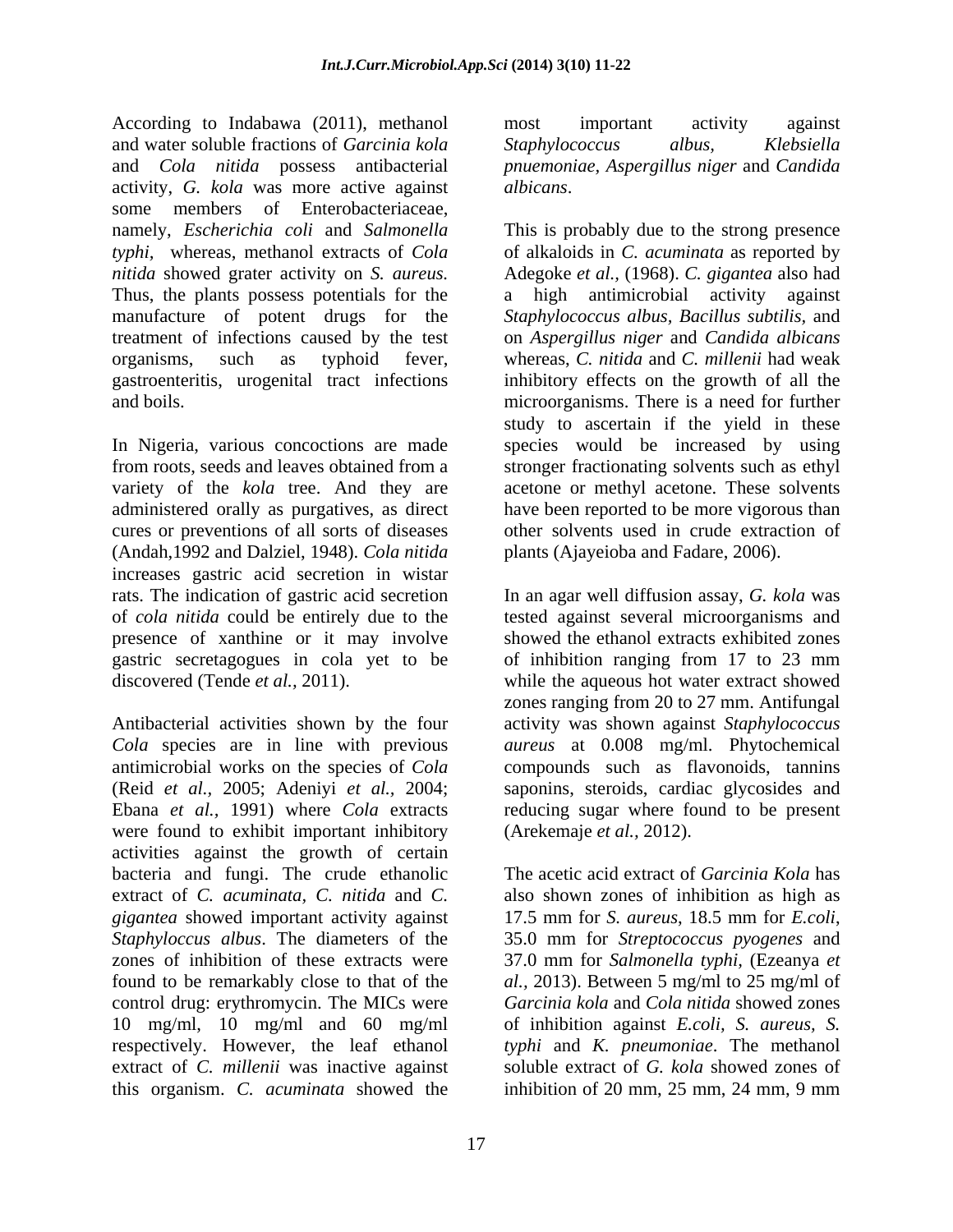According to Indabawa (2011), methanol and water soluble fractions of *Garcinia kola* and *Cola nitida* possess antibacterial activity, *G. kola* was more active against some members of Enterobacteriaceae, namely, *Escherichia coli* and *Salmonella typhi,* whereas, methanol extracts of *Cola nitida* showed grater activity on *S. aureus.* Thus, the plants possess potentials for the manufacture of potent drugs for the treatment of infections caused by the test organisms, such as typhoid fever, gastroenteritis, urogenital tract infections and boils.

In Nigeria, various concoctions are made from roots, seeds and leaves obtained from a variety of the *kola* tree. And they are administered orally as purgatives, as direct cures or preventions of all sorts of diseases (Andah,1992 and Dalziel, 1948). *Cola nitida* increases gastric acid secretion in wistar rats. The indication of gastric acid secretion of *cola nitida* could be entirely due to the presence of xanthine or it may involve gastric secretagogues in cola yet to be discovered (Tende *et al.*, 2011).

Antibacterial activities shown by the four *Cola* species are in line with previous antimicrobial works on the species of *Cola* (Reid *et al.,* 2005; Adeniyi *et al.,* 2004; Ebana *et al.,* 1991) where *Cola* extracts were found to exhibit important inhibitory activities against the growth of certain bacteria and fungi. The crude ethanolic extract of *C. acuminata, C. nitida* and *C. gigantea* showed important activity against *Staphyloccus albus*. The diameters of the zones of inhibition of these extracts were found to be remarkably close to that of the control drug: erythromycin. The MICs were 10 mg/ml, 10 mg/ml and 60 mg/ml respectively. However, the leaf ethanol extract of *C. millenii* was inactive against this organism. *C. acuminata* showed the most important activity against *Staphylococcus albus, Klebsiella pnuemoniae, Aspergillus niger* and *Candida albicans*.

This is probably due to the strong presence of alkaloids in *C. acuminata* as reported by Adegoke *et al.,* (1968). *C. gigantea* also had a high antimicrobial activity against *Staphylococcus albus, Bacillus subtilis*, and on *Aspergillus niger* and *Candida albicans* whereas, *C. nitida* and *C. millenii* had weak inhibitory effects on the growth of all the microorganisms. There is a need for further study to ascertain if the yield in these species would be increased by using stronger fractionating solvents such as ethyl acetone or methyl acetone. These solvents have been reported to be more vigorous than other solvents used in crude extraction of plants (Ajayeioba and Fadare, 2006).

In an agar well diffusion assay, *G. kola* was tested against several microorganisms and showed the ethanol extracts exhibited zones of inhibition ranging from 17 to 23 mm while the aqueous hot water extract showed zones ranging from 20 to 27 mm. Antifungal activity was shown against *Staphylococcus aureus* at 0.008 mg/ml. Phytochemical compounds such as flavonoids, tannins saponins, steroids, cardiac glycosides and reducing sugar where found to be present (Arekemaje *et al.,* 2012).

The acetic acid extract of *Garcinia Kola* has also shown zones of inhibition as high as 17.5 mm for *S. aureus*, 18.5 mm for *E.coli*, 35.0 mm for *Streptococcus pyogenes* and 37.0 mm for *Salmonella typhi*, (Ezeanya *et al.*, 2013). Between 5 mg/ml to 25 mg/ml of *Garcinia kola* and *Cola nitida* showed zones of inhibition against *E.coli, S. aureus, S. typhi* and *K. pneumoniae*. The methanol soluble extract of *G. kola* showed zones of inhibition of 20 mm, 25 mm, 24 mm, 9 mm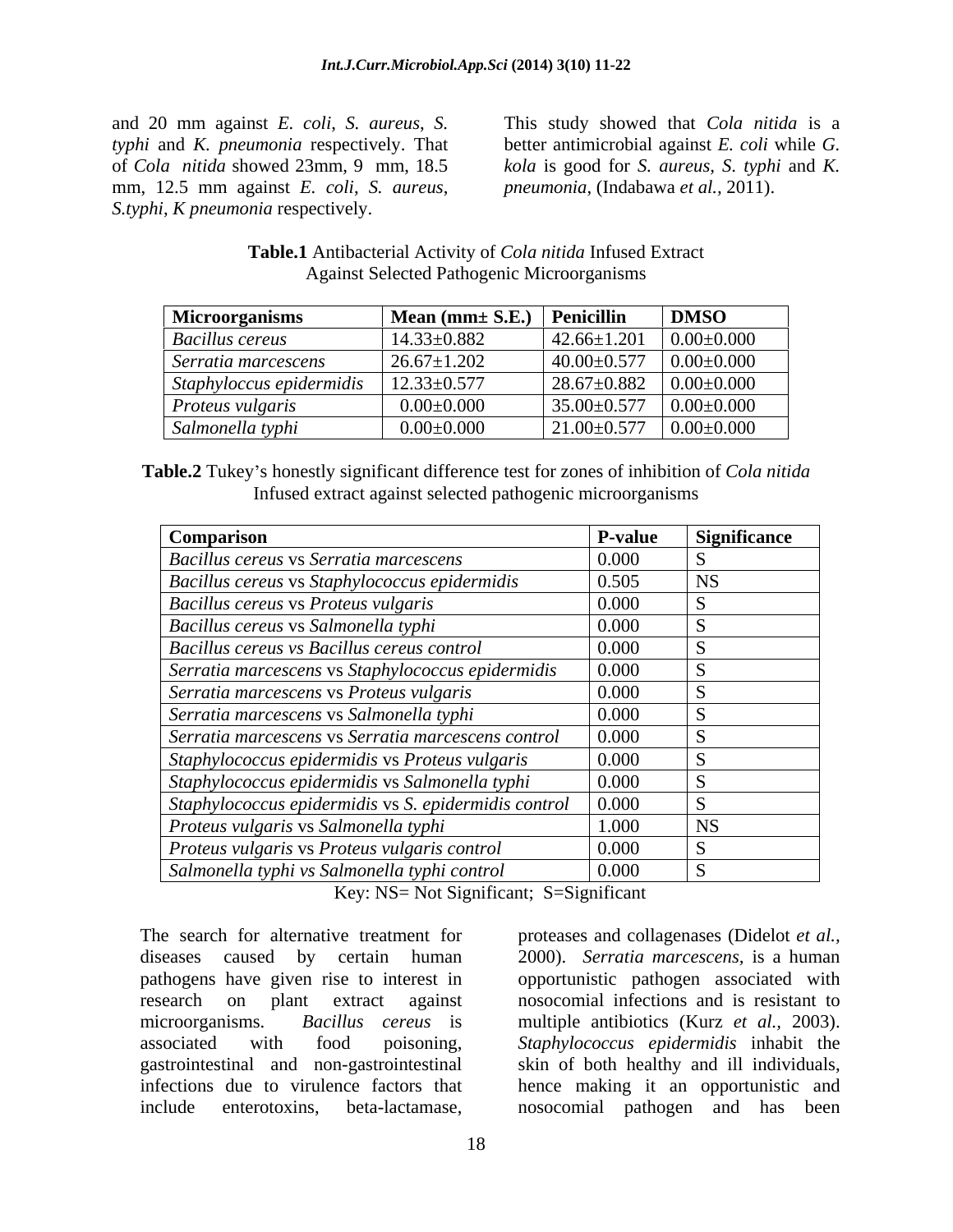and 20 mm against *E. coli*, *S. aureus*, *S. typhi* and *K. pneumonia* respectively. That of *Cola nitida* showed 23mm, 9 mm, 18.5 mm, 12.5 mm against *E. coli*, *S. aureus*, *S.typhi*, *K pneumonia* respectively.

This study showed that *Cola nitida* is a better antimicrobial against *E. coli* while *G. kola* is good for *S. aureus*, *S. typhi* and *K. pneumonia*, (Indabawa *et al.,* 2011).

**Table.1** Antibacterial Activity of *Cola nitida* Infused Extract Against Selected Pathogenic Microorganisms

| **Microorganisms** | **Mean (mm± S.E.)** | **Penicillin** | **DMSO** |
|---|---|---|---|
| *Bacillus cereus* | 14.33±0.882 | 42.66±1.201 | 0.00±0.000 |
| *Serratia marcescens* | 26.67±1.202 | 40.00±0.577 | 0.00±0.000 |
| *Staphyloccus epidermidis* | 12.33±0.577 | 28.67±0.882 | 0.00±0.000 |
| *Proteus vulgaris* | 0.00±0.000 | 35.00±0.577 | 0.00±0.000 |
| *Salmonella typhi* | 0.00±0.000 | 21.00±0.577 | 0.00±0.000 |

**Table.2** Tukey's honestly significant difference test for zones of inhibition of *Cola nitida* Infused extract against selected pathogenic microorganisms

| **Comparison** | **P-value** | **Significance** |
|---|---|---|
| *Bacillus cereus* vs *Serratia marcescens* | 0.000 | S |
| *Bacillus cereus* vs *Staphylococcus epidermidis* | 0.505 | NS |
| *Bacillus cereus* vs *Proteus vulgaris* | 0.000 | S |
| *Bacillus cereus* vs *Salmonella typhi* | 0.000 | S |
| *Bacillus cereus vs Bacillus cereus control* | 0.000 | S |
| *Serratia marcescens* vs *Staphylococcus epidermidis* | 0.000 | S |
| *Serratia marcescens* vs *Proteus vulgaris* | 0.000 | S |
| *Serratia marcescens* vs *Salmonella typhi* | 0.000 | S |
| *Serratia marcescens* vs *Serratia marcescens control* | 0.000 | S |
| *Staphylococcus epidermidis* vs *Proteus vulgaris* | 0.000 | S |
| *Staphylococcus epidermidis* vs *Salmonella typhi* | 0.000 | S |
| *Staphylococcus epidermidis* vs *S. epidermidis control* | 0.000 | S |
| *Proteus vulgaris* vs *Salmonella typhi* | 1.000 | NS |
| *Proteus vulgaris* vs *Proteus vulgaris control* | 0.000 | S |
| *Salmonella typhi vs Salmonella typhi control* | 0.000 | S |

Key: NS= Not Significant; S=Significant

The search for alternative treatment for diseases caused by certain human pathogens have given rise to interest in research on plant extract against microorganisms. *Bacillus cereus* is associated with food poisoning, gastrointestinal and non-gastrointestinal infections due to virulence factors that include enterotoxins, beta-lactamase, proteases and collagenases (Didelot *et al.,* 2000). *Serratia marcescens*, is a human opportunistic pathogen associated with nosocomial infections and is resistant to multiple antibiotics (Kurz *et al.,* 2003). *Staphylococcus epidermidis* inhabit the skin of both healthy and ill individuals, hence making it an opportunistic and nosocomial pathogen and has been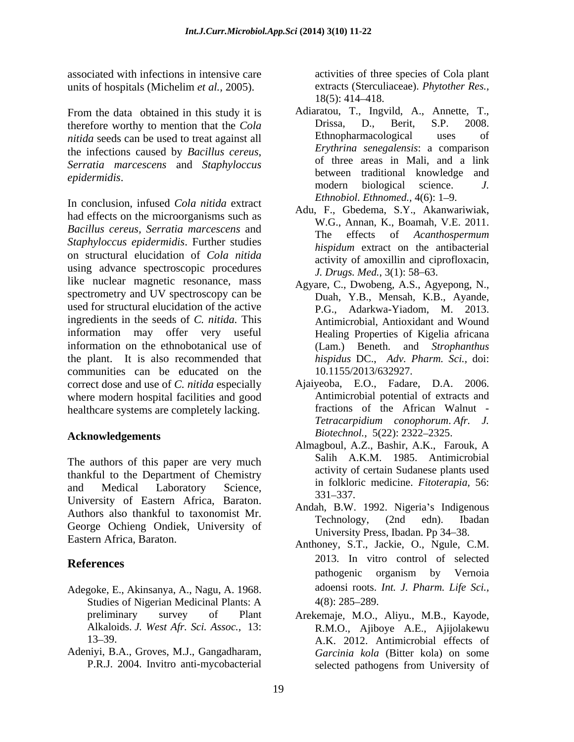associated with infections in intensive care units of hospitals (Michelim *et al.,* 2005).

From the data obtained in this study it is therefore worthy to mention that the *Cola nitida* seeds can be used to treat against all the infections caused by *Bacillus cereus*, *Serratia marcescens* and *Staphyloccus epidermidis*.

In conclusion, infused *Cola nitida* extract had effects on the microorganisms such as *Bacillus cereus*, *Serratia marcescens* and *Staphyloccus epidermidis*. Further studies on structural elucidation of *Cola nitida* using advance spectroscopic procedures like nuclear magnetic resonance, mass spectrometry and UV spectroscopy can be used for structural elucidation of the active ingredients in the seeds of *C. nitida.* This information may offer very useful information on the ethnobotanical use of the plant. It is also recommended that communities can be educated on the correct dose and use of *C. nitida* especially where modern hospital facilities and good healthcare systems are completely lacking.

## Acknowledgements

The authors of this paper are very much thankful to the Department of Chemistry and Medical Laboratory Science, University of Eastern Africa, Baraton. Authors also thankful to taxonomist Mr. George Ochieng Ondiek, University of Eastern Africa, Baraton.

## References

Adegoke, E., Akinsanya, A., Nagu, A. 1968. Studies of Nigerian Medicinal Plants: A preliminary survey of Plant Alkaloids. *J. West Afr. Sci. Assoc.,* 13: 13–39.

Adeniyi, B.A., Groves, M.J., Gangadharam, P.R.J. 2004. Invitro anti-mycobacterial activities of three species of Cola plant extracts (Sterculiaceae). *Phytother Res.,* 18(5): 414–418.

Adiaratou, T., Ingvild, A., Annette, T., Drissa, D., Berit, S.P. 2008. Ethnopharmacological uses of *Erythrina senegalensis*: a comparison of three areas in Mali, and a link between traditional knowledge and modern biological science. *J. Ethnobiol. Ethnomed.,* 4(6): 1–9.

Adu, F., Gbedema, S.Y., Akanwariwiak, W.G., Annan, K., Boamah, V.E. 2011. The effects of *Acanthospermum hispidum* extract on the antibacterial activity of amoxillin and ciprofloxacin, *J. Drugs. Med.,* 3(1): 58–63.

Agyare, C., Dwobeng, A.S., Agyepong, N., Duah, Y.B., Mensah, K.B., Ayande, P.G., Adarkwa-Yiadom, M. 2013. Antimicrobial, Antioxidant and Wound Healing Properties of Kigelia africana (Lam.) Beneth. and *Strophanthus hispidus* DC., *Adv. Pharm. Sci.,* doi: 10.1155/2013/632927.

Ajaiyeoba, E.O., Fadare, D.A. 2006. Antimicrobial potential of extracts and fractions of the African Walnut - *Tetracarpidium conophorum*. *Afr. J. Biotechnol.,* 5(22): 2322–2325.

Almagboul, A.Z., Bashir, A.K., Farouk, A Salih A.K.M. 1985. Antimicrobial activity of certain Sudanese plants used in folkloric medicine. *Fitoterapia,* 56: 331–337.

Andah, B.W. 1992. Nigeria's Indigenous Technology, (2nd edn). Ibadan University Press, Ibadan. Pp 34–38.

Anthoney, S.T., Jackie, O., Ngule, C.M. 2013. In vitro control of selected pathogenic organism by Vernoia adoensi roots. *Int. J. Pharm. Life Sci.,* 4(8): 285–289.

Arekemaje, M.O., Aliyu., M.B., Kayode, R.M.O., Ajiboye A.E., Ajijolakewu A.K. 2012. Antimicrobial effects of *Garcinia kola* (Bitter kola) on some selected pathogens from University of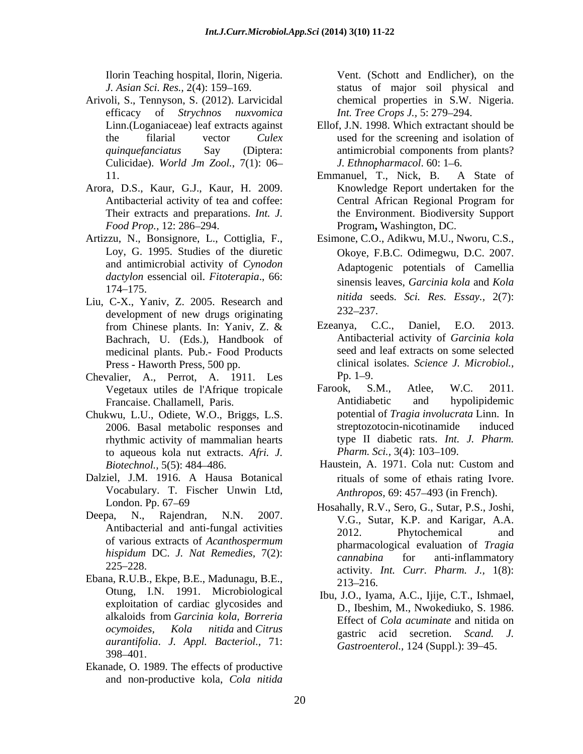Ilorin Teaching hospital, Ilorin, Nigeria. *J. Asian Sci. Res.*, 2(4): 159–169.

Arivoli, S., Tennyson, S. (2012). Larvicidal efficacy of *Strychnos nuxvomica* Linn.(Loganiaceae) leaf extracts against the filarial vector *Culex quinquefanciatus* Say (Diptera: Culicidae). *World Jm Zool.*, 7(1): 06–11.

Arora, D.S., Kaur, G.J., Kaur, H. 2009. Antibacterial activity of tea and coffee: Their extracts and preparations. *Int. J. Food Prop.*, 12: 286–294.

Artizzu, N., Bonsignore, L., Cottiglia, F., Loy, G. 1995. Studies of the diuretic and antimicrobial activity of *Cynodon dactylon* essencial oil. *Fitoterapia*., 66: 174–175.

Liu, C-X., Yaniv, Z. 2005. Research and development of new drugs originating from Chinese plants. In: Yaniv, Z. & Bachrach, U. (Eds.), Handbook of medicinal plants. Pub.- Food Products Press - Haworth Press, 500 pp.

Chevalier, A., Perrot, A. 1911. Les Vegetaux utiles de l'Afrique tropicale Francaise. Challamell, Paris.

Chukwu, L.U., Odiete, W.O., Briggs, L.S. 2006. Basal metabolic responses and rhythmic activity of mammalian hearts to aqueous kola nut extracts. *Afri. J. Biotechnol.*, 5(5): 484–486.

Dalziel, J.M. 1916. A Hausa Botanical Vocabulary. T. Fischer Unwin Ltd, London. Pp. 67–69

Deepa, N., Rajendran, N.N. 2007. Antibacterial and anti-fungal activities of various extracts of *Acanthospermum hispidum* DC. *J. Nat Remedies*, 7(2): 225–228.

Ebana, R.U.B., Ekpe, B.E., Madunagu, B.E., Otung, I.N. 1991. Microbiological exploitation of cardiac glycosides and alkaloids from *Garcinia kola*, *Borreria ocymoides*, *Kola nitida* and *Citrus aurantifolia*. *J. Appl. Bacteriol.*, 71: 398–401.

Ekanade, O. 1989. The effects of productive and non-productive kola, *Cola nitida* Vent. (Schott and Endlicher), on the status of major soil physical and chemical properties in S.W. Nigeria. *Int. Tree Crops J.*, 5: 279–294.

Ellof, J.N. 1998. Which extractant should be used for the screening and isolation of antimicrobial components from plants? *J. Ethnopharmacol*. 60: 1–6.

Emmanuel, T., Nick, B. A State of Knowledge Report undertaken for the Central African Regional Program for the Environment. Biodiversity Support Program**,** Washington, DC.

Esimone, C.O., Adikwu, M.U., Nworu, C.S., Okoye, F.B.C. Odimegwu, D.C. 2007. Adaptogenic potentials of Camellia sinensis leaves, *Garcinia kola* and *Kola nitida* seeds. *Sci. Res. Essay.*, 2(7): 232–237.

Ezeanya, C.C., Daniel, E.O. 2013. Antibacterial activity of *Garcinia kola* seed and leaf extracts on some selected clinical isolates. *Science J. Microbiol.*, Pp. 1–9.

Farook, S.M., Atlee, W.C. 2011. Antidiabetic and hypolipidemic potential of *Tragia involucrata* Linn. In streptozotocin-nicotinamide induced type II diabetic rats. *Int. J. Pharm. Pharm. Sci.*, 3(4): 103–109.

Haustein, A. 1971. Cola nut: Custom and rituals of some of ethais rating Ivore. *Anthropos*, 69: 457–493 (in French).

Hosahally, R.V., Sero, G., Sutar, P.S., Joshi, V.G., Sutar, K.P. and Karigar, A.A. 2012. Phytochemical and pharmacological evaluation of *Tragia cannabina* for anti-inflammatory activity. *Int. Curr. Pharm. J.*, 1(8): 213–216.

Ibu, J.O., Iyama, A.C., Ijije, C.T., Ishmael, D., Ibeshim, M., Nwokediuko, S. 1986. Effect of *Cola acuminate* and nitida on gastric acid secretion. *Scand. J. Gastroenterol.*, 124 (Suppl.): 39–45.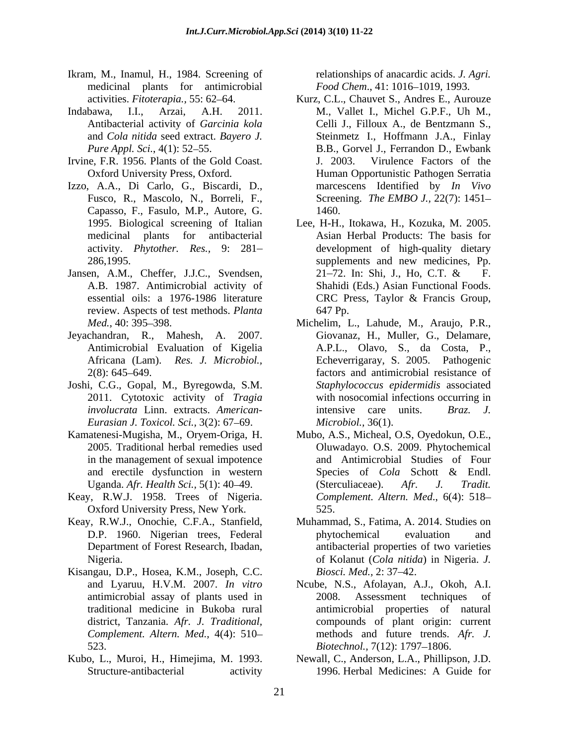Ikram, M., Inamul, H., 1984. Screening of medicinal plants for antimicrobial activities. *Fitoterapia.,* 55: 62–64.

Indabawa, I.I., Arzai, A.H. 2011. Antibacterial activity of *Garcinia kola* and *Cola nitida* seed extract. *Bayero J. Pure Appl. Sci.*, 4(1): 52–55.

Irvine, F.R. 1956. Plants of the Gold Coast. Oxford University Press, Oxford.

Izzo, A.A., Di Carlo, G., Biscardi, D., Fusco, R., Mascolo, N., Borreli, F., Capasso, F., Fasulo, M.P., Autore, G. 1995. Biological screening of Italian medicinal plants for antibacterial activity. *Phytother. Res.,* 9: 281–286,1995.

Jansen, A.M., Cheffer, J.J.C., Svendsen, A.B. 1987. Antimicrobial activity of essential oils: a 1976-1986 literature review. Aspects of test methods. *Planta Med.,* 40: 395–398.

Jeyachandran, R., Mahesh, A. 2007. Antimicrobial Evaluation of Kigelia Africana (Lam). *Res. J. Microbiol.,* 2(8): 645–649.

Joshi, C.G., Gopal, M., Byregowda, S.M. 2011. Cytotoxic activity of *Tragia involucrata* Linn. extracts. *American-Eurasian J. Toxicol. Sci.,* 3(2): 67–69.

Kamatenesi-Mugisha, M., Oryem-Origa, H. 2005. Traditional herbal remedies used in the management of sexual impotence and erectile dysfunction in western Uganda. *Afr. Health Sci.,* 5(1): 40–49.

Keay, R.W.J. 1958. Trees of Nigeria. Oxford University Press, New York.

Keay, R.W.J., Onochie, C.F.A., Stanfield, D.P. 1960. Nigerian trees, Federal Department of Forest Research, Ibadan, Nigeria.

Kisangau, D.P., Hosea, K.M., Joseph, C.C. and Lyaruu, H.V.M. 2007. *In vitro* antimicrobial assay of plants used in traditional medicine in Bukoba rural district, Tanzania. *Afr. J. Traditional, Complement. Altern. Med.,* 4(4): 510–523.

Kubo, L., Muroi, H., Himejima, M. 1993. Structure-antibacterial activity relationships of anacardic acids. *J. Agri. Food Chem*., 41: 1016–1019, 1993.

Kurz, C.L., Chauvet S., Andres E., Aurouze M., Vallet I., Michel G.P.F., Uh M., Celli J., Filloux A., de Bentzmann S., Steinmetz I., Hoffmann J.A., Finlay B.B., Gorvel J., Ferrandon D., Ewbank J. 2003. Virulence Factors of the Human Opportunistic Pathogen Serratia marcescens Identified by *In Vivo* Screening. *The EMBO J.,* 22(7): 1451–1460.

Lee, H-H., Itokawa, H., Kozuka, M. 2005. Asian Herbal Products: The basis for development of high-quality dietary supplements and new medicines, Pp. 21–72. In: Shi, J., Ho, C.T. & F. Shahidi (Eds.) Asian Functional Foods. CRC Press, Taylor & Francis Group, 647 Pp.

Michelim, L., Lahude, M., Araujo, P.R., Giovanaz, H., Muller, G., Delamare, A.P.L., Olavo, S., da Costa, P., Echeverrigaray, S. 2005. Pathogenic factors and antimicrobial resistance of *Staphylococcus epidermidis* associated with nosocomial infections occurring in intensive care units. *Braz. J. Microbiol.,* 36(1).

Mubo, A.S., Micheal, O.S, Oyedokun, O.E., Oluwadayo. O.S. 2009. Phytochemical and Antimicrobial Studies of Four Species of *Cola* Schott & Endl. (Sterculiaceae). *Afr. J. Tradit. Complement. Altern. Med*., 6(4): 518–525.

Muhammad, S., Fatima, A. 2014. Studies on phytochemical evaluation and antibacterial properties of two varieties of Kolanut (*Cola nitida*) in Nigeria. *J. Biosci. Med.,* 2: 37–42.

Ncube, N.S., Afolayan, A.J., Okoh, A.I. 2008. Assessment techniques of antimicrobial properties of natural compounds of plant origin: current methods and future trends. *Afr. J. Biotechnol.,* 7(12): 1797–1806.

Newall, C., Anderson, L.A., Phillipson, J.D. 1996. Herbal Medicines: A Guide for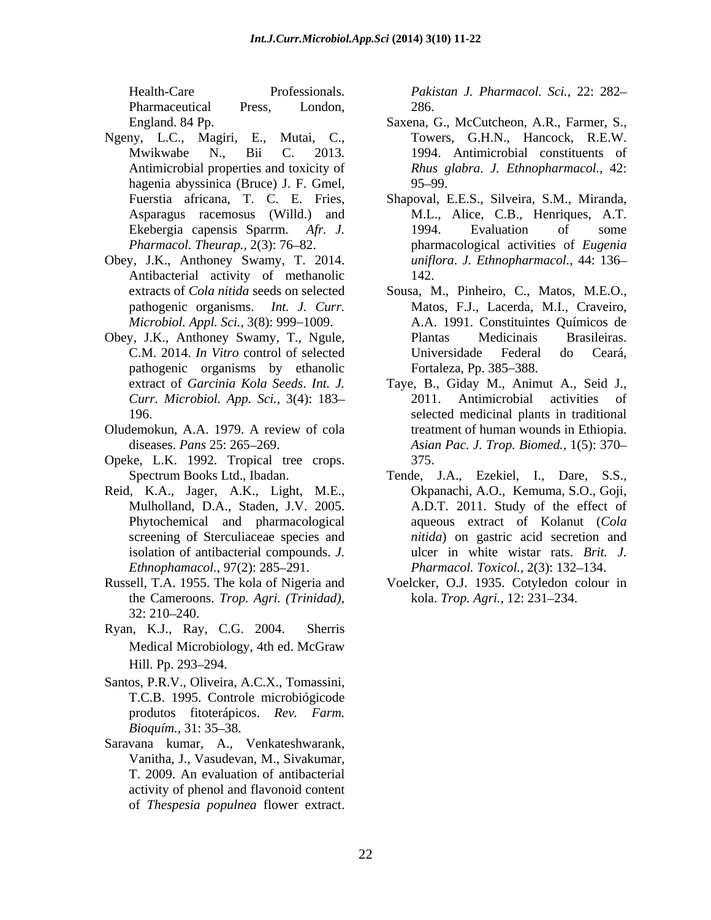Health-Care Professionals. Pharmaceutical Press, London, England. 84 Pp.

Ngeny, L.C., Magiri, E., Mutai, C., Mwikwabe N., Bii C. 2013. Antimicrobial properties and toxicity of hagenia abyssinica (Bruce) J. F. Gmel, Fuerstia africana, T. C. E. Fries, Asparagus racemosus (Willd.) and Ekebergia capensis Sparrm. *Afr. J. Pharmacol. Theurap.*, 2(3): 76–82.

Obey, J.K., Anthoney Swamy, T. 2014. Antibacterial activity of methanolic extracts of *Cola nitida* seeds on selected pathogenic organisms. *Int. J. Curr. Microbiol. Appl. Sci.*, 3(8): 999–1009.

Obey, J.K., Anthoney Swamy, T., Ngule, C.M. 2014. *In Vitro* control of selected pathogenic organisms by ethanolic extract of *Garcinia Kola Seeds*. *Int. J. Curr. Microbiol. App. Sci.*, 3(4): 183–196.

Oludemokun, A.A. 1979. A review of cola diseases. *Pans* 25: 265–269.

Opeke, L.K. 1992. Tropical tree crops. Spectrum Books Ltd., Ibadan.

Reid, K.A., Jager, A.K., Light, M.E., Mulholland, D.A., Staden, J.V. 2005. Phytochemical and pharmacological screening of Sterculiaceae species and isolation of antibacterial compounds. *J. Ethnophamacol.*, 97(2): 285–291.

Russell, T.A. 1955. The kola of Nigeria and the Cameroons. *Trop. Agri. (Trinidad)*, 32: 210–240.

Ryan, K.J., Ray, C.G. 2004. Sherris Medical Microbiology, 4th ed. McGraw Hill. Pp. 293–294.

Santos, P.R.V., Oliveira, A.C.X., Tomassini, T.C.B. 1995. Controle microbiógicode produtos fitoterápicos. *Rev. Farm. Bioquím.*, 31: 35–38.

Saravana kumar, A., Venkateshwarank, Vanitha, J., Vasudevan, M., Sivakumar, T. 2009. An evaluation of antibacterial activity of phenol and flavonoid content of *Thespesia populnea* flower extract. *Pakistan J. Pharmacol. Sci.*, 22: 282–286.

Saxena, G., McCutcheon, A.R., Farmer, S., Towers, G.H.N., Hancock, R.E.W. 1994. Antimicrobial constituents of *Rhus glabra*. *J. Ethnopharmacol.*, 42: 95–99.

Shapoval, E.E.S., Silveira, S.M., Miranda, M.L., Alice, C.B., Henriques, A.T. 1994. Evaluation of some pharmacological activities of *Eugenia uniflora*. *J. Ethnopharmacol.*, 44: 136–142.

Sousa, M., Pinheiro, C., Matos, M.E.O., Matos, F.J., Lacerda, M.I., Craveiro, A.A. 1991. Constituintes Químicos de Plantas Medicinais Brasileiras. Universidade Federal do Ceará, Fortaleza, Pp. 385–388.

Taye, B., Giday M., Animut A., Seid J., 2011. Antimicrobial activities of selected medicinal plants in traditional treatment of human wounds in Ethiopia. *Asian Pac. J. Trop. Biomed.*, 1(5): 370–375.

Tende, J.A., Ezekiel, I., Dare, S.S., Okpanachi, A.O., Kemuma, S.O., Goji, A.D.T. 2011. Study of the effect of aqueous extract of Kolanut (*Cola nitida*) on gastric acid secretion and ulcer in white wistar rats. *Brit. J. Pharmacol. Toxicol.*, 2(3): 132–134.

Voelcker, O.J. 1935. Cotyledon colour in kola. *Trop. Agri.*, 12: 231–234.